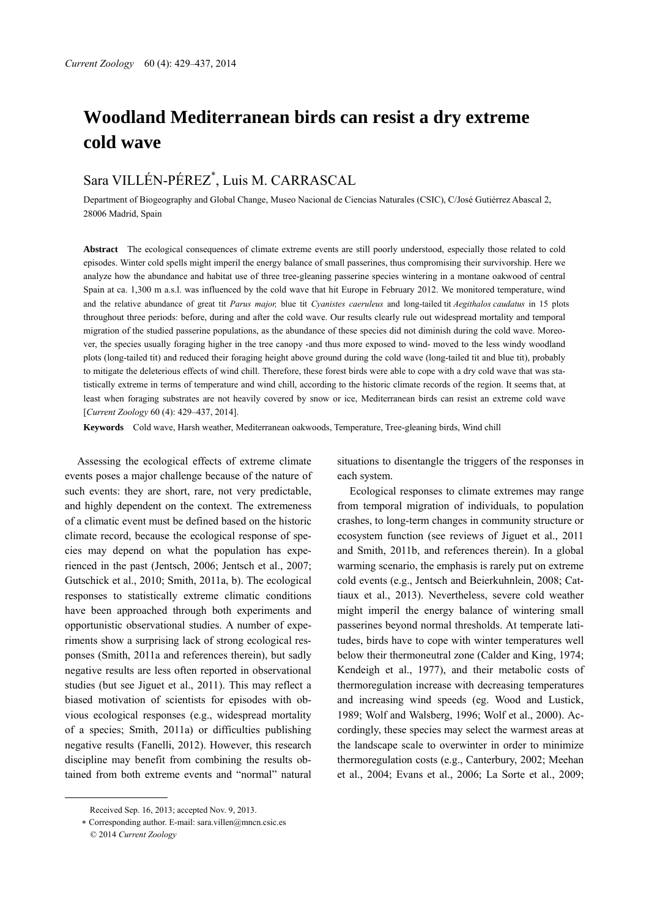# Woodland Mediterranean birds can resist a dry extreme cold wave

Sara VILLÉN-PÉREZ*, Luis M. CARRASCAL

Department of Biogeography and Global Change, Museo Nacional de Ciencias Naturales (CSIC), C/José Gutiérrez Abascal 2, 28006 Madrid, Spain

**Abstract** The ecological consequences of climate extreme events are still poorly understood, especially those related to cold episodes. Winter cold spells might imperil the energy balance of small passerines, thus compromising their survivorship. Here we analyze how the abundance and habitat use of three tree-gleaning passerine species wintering in a montane oakwood of central Spain at ca. 1,300 m a.s.l. was influenced by the cold wave that hit Europe in February 2012. We monitored temperature, wind and the relative abundance of great tit *Parus major,* blue tit *Cyanistes caeruleus* and long-tailed tit *Aegithalos caudatus* in 15 plots throughout three periods: before, during and after the cold wave. Our results clearly rule out widespread mortality and temporal migration of the studied passerine populations, as the abundance of these species did not diminish during the cold wave. Moreover, the species usually foraging higher in the tree canopy -and thus more exposed to wind- moved to the less windy woodland plots (long-tailed tit) and reduced their foraging height above ground during the cold wave (long-tailed tit and blue tit), probably to mitigate the deleterious effects of wind chill. Therefore, these forest birds were able to cope with a dry cold wave that was statistically extreme in terms of temperature and wind chill, according to the historic climate records of the region. It seems that, at least when foraging substrates are not heavily covered by snow or ice, Mediterranean birds can resist an extreme cold wave [*Current Zoology* 60 (4): 429–437, 2014].

**Keywords** Cold wave, Harsh weather, Mediterranean oakwoods, Temperature, Tree-gleaning birds, Wind chill

Assessing the ecological effects of extreme climate events poses a major challenge because of the nature of such events: they are short, rare, not very predictable, and highly dependent on the context. The extremeness of a climatic event must be defined based on the historic climate record, because the ecological response of species may depend on what the population has experienced in the past (Jentsch, 2006; Jentsch et al., 2007; Gutschick et al., 2010; Smith, 2011a, b). The ecological responses to statistically extreme climatic conditions have been approached through both experiments and opportunistic observational studies. A number of experiments show a surprising lack of strong ecological responses (Smith, 2011a and references therein), but sadly negative results are less often reported in observational studies (but see Jiguet et al., 2011). This may reflect a biased motivation of scientists for episodes with obvious ecological responses (e.g., widespread mortality of a species; Smith, 2011a) or difficulties publishing negative results (Fanelli, 2012). However, this research discipline may benefit from combining the results obtained from both extreme events and "normal" natural situations to disentangle the triggers of the responses in each system.

Ecological responses to climate extremes may range from temporal migration of individuals, to population crashes, to long-term changes in community structure or ecosystem function (see reviews of Jiguet et al., 2011 and Smith, 2011b, and references therein). In a global warming scenario, the emphasis is rarely put on extreme cold events (e.g., Jentsch and Beierkuhnlein, 2008; Cattiaux et al., 2013). Nevertheless, severe cold weather might imperil the energy balance of wintering small passerines beyond normal thresholds. At temperate latitudes, birds have to cope with winter temperatures well below their thermoneutral zone (Calder and King, 1974; Kendeigh et al., 1977), and their metabolic costs of thermoregulation increase with decreasing temperatures and increasing wind speeds (eg. Wood and Lustick, 1989; Wolf and Walsberg, 1996; Wolf et al., 2000). Accordingly, these species may select the warmest areas at the landscape scale to overwinter in order to minimize thermoregulation costs (e.g., Canterbury, 2002; Meehan et al., 2004; Evans et al., 2006; La Sorte et al., 2009;

Received Sep. 16, 2013; accepted Nov. 9, 2013.

∗ Corresponding author. E-mail: sara.villen@mncn.csic.es

© 2014 *Current Zoology*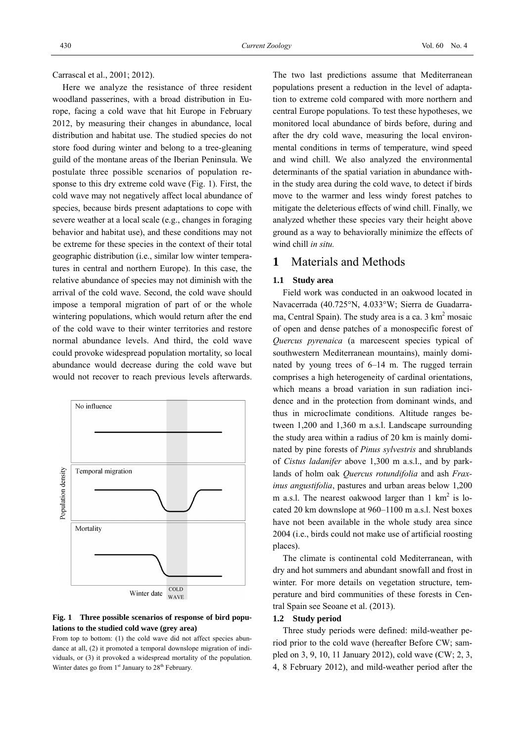Carrascal et al., 2001; 2012).

Here we analyze the resistance of three resident woodland passerines, with a broad distribution in Europe, facing a cold wave that hit Europe in February 2012, by measuring their changes in abundance, local distribution and habitat use. The studied species do not store food during winter and belong to a tree-gleaning guild of the montane areas of the Iberian Peninsula. We postulate three possible scenarios of population response to this dry extreme cold wave (Fig. 1). First, the cold wave may not negatively affect local abundance of species, because birds present adaptations to cope with severe weather at a local scale (e.g., changes in foraging behavior and habitat use), and these conditions may not be extreme for these species in the context of their total geographic distribution (i.e., similar low winter temperatures in central and northern Europe). In this case, the relative abundance of species may not diminish with the arrival of the cold wave. Second, the cold wave should impose a temporal migration of part of or the whole wintering populations, which would return after the end of the cold wave to their winter territories and restore normal abundance levels. And third, the cold wave could provoke widespread population mortality, so local abundance would decrease during the cold wave but would not recover to reach previous levels afterwards.

**Fig. 1 Three possible scenarios of response of bird populations to the studied cold wave (grey area)**

From top to bottom: (1) the cold wave did not affect species abundance at all, (2) it promoted a temporal downslope migration of individuals, or (3) it provoked a widespread mortality of the population. Winter dates go from 1st January to 28th February.

The two last predictions assume that Mediterranean populations present a reduction in the level of adaptation to extreme cold compared with more northern and central Europe populations. To test these hypotheses, we monitored local abundance of birds before, during and after the dry cold wave, measuring the local environmental conditions in terms of temperature, wind speed and wind chill. We also analyzed the environmental determinants of the spatial variation in abundance within the study area during the cold wave, to detect if birds move to the warmer and less windy forest patches to mitigate the deleterious effects of wind chill. Finally, we analyzed whether these species vary their height above ground as a way to behaviorally minimize the effects of wind chill *in situ.*

# 1 Materials and Methods

## 1.1 Study area

Field work was conducted in an oakwood located in Navacerrada (40.725°N, 4.033°W; Sierra de Guadarrama, Central Spain). The study area is a ca. 3 km$^2$ mosaic of open and dense patches of a monospecific forest of *Quercus pyrenaica* (a marcescent species typical of southwestern Mediterranean mountains), mainly dominated by young trees of 6–14 m. The rugged terrain comprises a high heterogeneity of cardinal orientations, which means a broad variation in sun radiation incidence and in the protection from dominant winds, and thus in microclimate conditions. Altitude ranges between 1,200 and 1,360 m a.s.l. Landscape surrounding the study area within a radius of 20 km is mainly dominated by pine forests of *Pinus sylvestris* and shrublands of *Cistus ladanifer* above 1,300 m a.s.l., and by parklands of holm oak *Quercus rotundifolia* and ash *Fraxinus angustifolia*, pastures and urban areas below 1,200 m a.s.l. The nearest oakwood larger than 1 km$^2$ is located 20 km downslope at 960–1100 m a.s.l. Nest boxes have not been available in the whole study area since 2004 (i.e., birds could not make use of artificial roosting places).

The climate is continental cold Mediterranean, with dry and hot summers and abundant snowfall and frost in winter. For more details on vegetation structure, temperature and bird communities of these forests in Central Spain see Seoane et al. (2013).

## 1.2 Study period

Three study periods were defined: mild-weather period prior to the cold wave (hereafter Before CW; sampled on 3, 9, 10, 11 January 2012), cold wave (CW; 2, 3, 4, 8 February 2012), and mild-weather period after the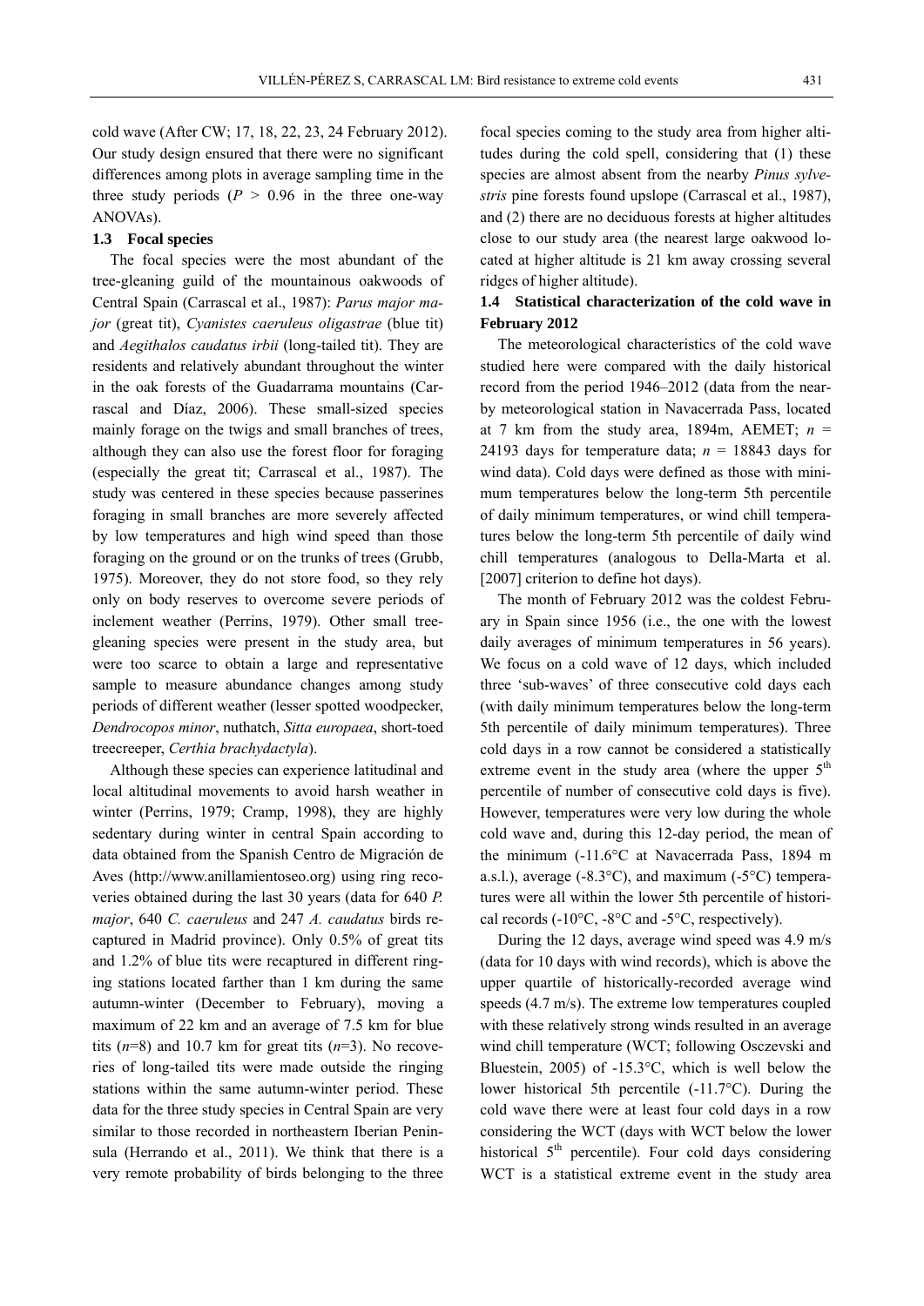cold wave (After CW; 17, 18, 22, 23, 24 February 2012). Our study design ensured that there were no significant differences among plots in average sampling time in the three study periods ($P > 0.96$ in the three one-way ANOVAs).

### 1.3 Focal species

The focal species were the most abundant of the tree-gleaning guild of the mountainous oakwoods of Central Spain (Carrascal et al., 1987): *Parus major major* (great tit), *Cyanistes caeruleus oligastrae* (blue tit) and *Aegithalos caudatus irbii* (long-tailed tit). They are residents and relatively abundant throughout the winter in the oak forests of the Guadarrama mountains (Carrascal and Díaz, 2006). These small-sized species mainly forage on the twigs and small branches of trees, although they can also use the forest floor for foraging (especially the great tit; Carrascal et al., 1987). The study was centered in these species because passerines foraging in small branches are more severely affected by low temperatures and high wind speed than those foraging on the ground or on the trunks of trees (Grubb, 1975). Moreover, they do not store food, so they rely only on body reserves to overcome severe periods of inclement weather (Perrins, 1979). Other small tree-gleaning species were present in the study area, but were too scarce to obtain a large and representative sample to measure abundance changes among study periods of different weather (lesser spotted woodpecker, *Dendrocopos minor*, nuthatch, *Sitta europaea*, short-toed treecreeper, *Certhia brachydactyla*).

Although these species can experience latitudinal and local altitudinal movements to avoid harsh weather in winter (Perrins, 1979; Cramp, 1998), they are highly sedentary during winter in central Spain according to data obtained from the Spanish Centro de Migración de Aves (http://www.anillamientoseo.org) using ring recoveries obtained during the last 30 years (data for 640 *P. major*, 640 *C. caeruleus* and 247 *A. caudatus* birds recaptured in Madrid province). Only 0.5% of great tits and 1.2% of blue tits were recaptured in different ringing stations located farther than 1 km during the same autumn-winter (December to February), moving a maximum of 22 km and an average of 7.5 km for blue tits ($n$=8) and 10.7 km for great tits ($n$=3). No recoveries of long-tailed tits were made outside the ringing stations within the same autumn-winter period. These data for the three study species in Central Spain are very similar to those recorded in northeastern Iberian Peninsula (Herrando et al., 2011). We think that there is a very remote probability of birds belonging to the three focal species coming to the study area from higher altitudes during the cold spell, considering that (1) these species are almost absent from the nearby *Pinus sylvestris* pine forests found upslope (Carrascal et al., 1987), and (2) there are no deciduous forests at higher altitudes close to our study area (the nearest large oakwood located at higher altitude is 21 km away crossing several ridges of higher altitude).

### 1.4 Statistical characterization of the cold wave in February 2012

The meteorological characteristics of the cold wave studied here were compared with the daily historical record from the period 1946–2012 (data from the nearby meteorological station in Navacerrada Pass, located at 7 km from the study area, 1894m, AEMET; $n$ = 24193 days for temperature data; $n$ = 18843 days for wind data). Cold days were defined as those with minimum temperatures below the long-term 5th percentile of daily minimum temperatures, or wind chill temperatures below the long-term 5th percentile of daily wind chill temperatures (analogous to Della-Marta et al. [2007] criterion to define hot days).

The month of February 2012 was the coldest February in Spain since 1956 (i.e., the one with the lowest daily averages of minimum temperatures in 56 years). We focus on a cold wave of 12 days, which included three 'sub-waves' of three consecutive cold days each (with daily minimum temperatures below the long-term 5th percentile of daily minimum temperatures). Three cold days in a row cannot be considered a statistically extreme event in the study area (where the upper $5^{th}$ percentile of number of consecutive cold days is five). However, temperatures were very low during the whole cold wave and, during this 12-day period, the mean of the minimum (-11.6°C at Navacerrada Pass, 1894 m a.s.l.), average (-8.3°C), and maximum (-5°C) temperatures were all within the lower 5th percentile of historical records (-10°C, -8°C and -5°C, respectively).

During the 12 days, average wind speed was 4.9 m/s (data for 10 days with wind records), which is above the upper quartile of historically-recorded average wind speeds (4.7 m/s). The extreme low temperatures coupled with these relatively strong winds resulted in an average wind chill temperature (WCT; following Osczevski and Bluestein, 2005) of -15.3°C, which is well below the lower historical 5th percentile (-11.7°C). During the cold wave there were at least four cold days in a row considering the WCT (days with WCT below the lower historical $5^{th}$ percentile). Four cold days considering WCT is a statistical extreme event in the study area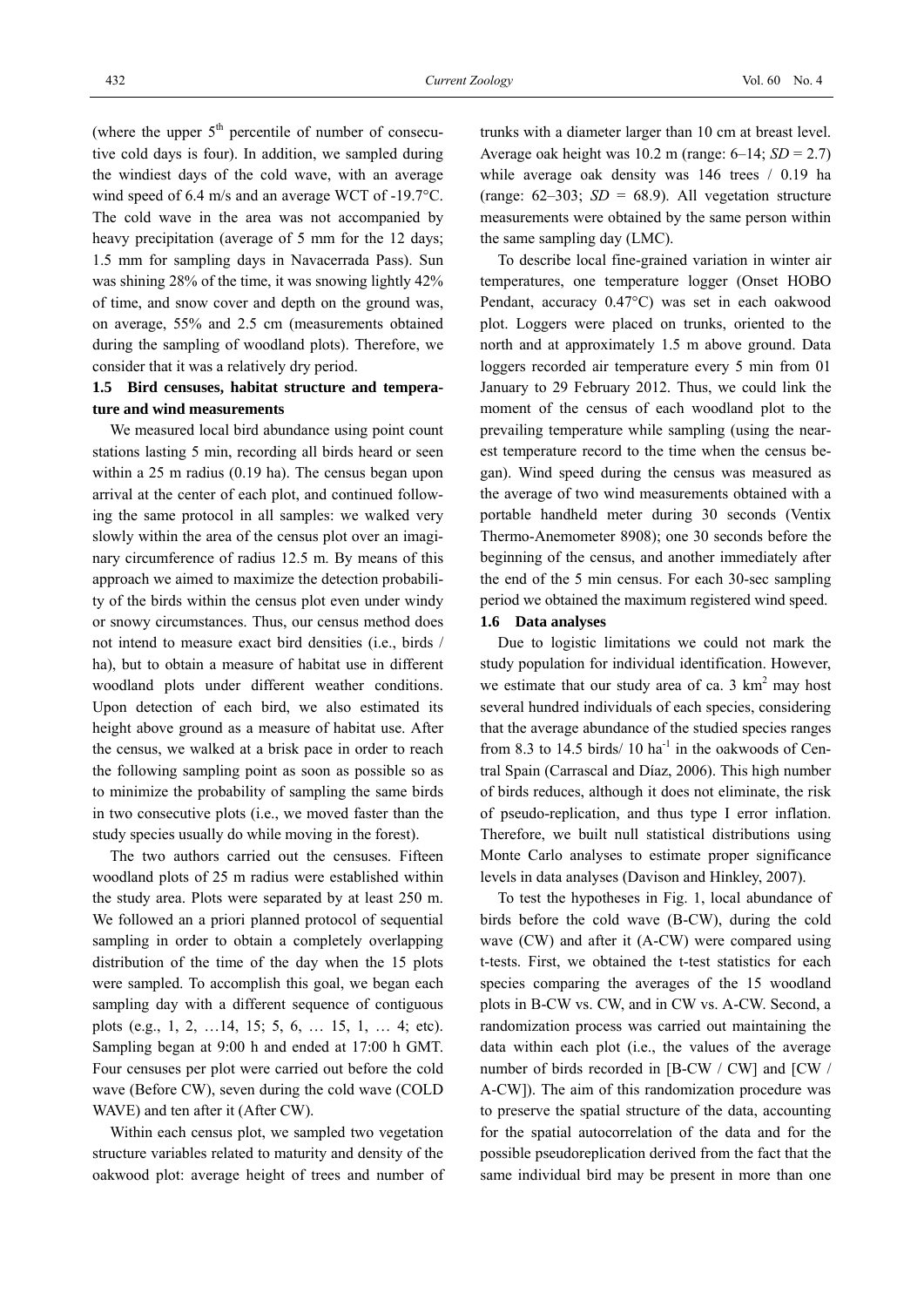(where the upper 5th percentile of number of consecutive cold days is four). In addition, we sampled during the windiest days of the cold wave, with an average wind speed of 6.4 m/s and an average WCT of -19.7°C. The cold wave in the area was not accompanied by heavy precipitation (average of 5 mm for the 12 days; 1.5 mm for sampling days in Navacerrada Pass). Sun was shining 28% of the time, it was snowing lightly 42% of time, and snow cover and depth on the ground was, on average, 55% and 2.5 cm (measurements obtained during the sampling of woodland plots). Therefore, we consider that it was a relatively dry period.

### 1.5 Bird censuses, habitat structure and temperature and wind measurements

We measured local bird abundance using point count stations lasting 5 min, recording all birds heard or seen within a 25 m radius (0.19 ha). The census began upon arrival at the center of each plot, and continued following the same protocol in all samples: we walked very slowly within the area of the census plot over an imaginary circumference of radius 12.5 m. By means of this approach we aimed to maximize the detection probability of the birds within the census plot even under windy or snowy circumstances. Thus, our census method does not intend to measure exact bird densities (i.e., birds / ha), but to obtain a measure of habitat use in different woodland plots under different weather conditions. Upon detection of each bird, we also estimated its height above ground as a measure of habitat use. After the census, we walked at a brisk pace in order to reach the following sampling point as soon as possible so as to minimize the probability of sampling the same birds in two consecutive plots (i.e., we moved faster than the study species usually do while moving in the forest).

The two authors carried out the censuses. Fifteen woodland plots of 25 m radius were established within the study area. Plots were separated by at least 250 m. We followed an a priori planned protocol of sequential sampling in order to obtain a completely overlapping distribution of the time of the day when the 15 plots were sampled. To accomplish this goal, we began each sampling day with a different sequence of contiguous plots (e.g., 1, 2, …14, 15; 5, 6, … 15, 1, … 4; etc). Sampling began at 9:00 h and ended at 17:00 h GMT. Four censuses per plot were carried out before the cold wave (Before CW), seven during the cold wave (COLD WAVE) and ten after it (After CW).

Within each census plot, we sampled two vegetation structure variables related to maturity and density of the oakwood plot: average height of trees and number of trunks with a diameter larger than 10 cm at breast level. Average oak height was 10.2 m (range: 6–14; *SD* = 2.7) while average oak density was 146 trees / 0.19 ha (range: 62–303; *SD* = 68.9). All vegetation structure measurements were obtained by the same person within the same sampling day (LMC).

To describe local fine-grained variation in winter air temperatures, one temperature logger (Onset HOBO Pendant, accuracy 0.47°C) was set in each oakwood plot. Loggers were placed on trunks, oriented to the north and at approximately 1.5 m above ground. Data loggers recorded air temperature every 5 min from 01 January to 29 February 2012. Thus, we could link the moment of the census of each woodland plot to the prevailing temperature while sampling (using the nearest temperature record to the time when the census began). Wind speed during the census was measured as the average of two wind measurements obtained with a portable handheld meter during 30 seconds (Ventix Thermo-Anemometer 8908); one 30 seconds before the beginning of the census, and another immediately after the end of the 5 min census. For each 30-sec sampling period we obtained the maximum registered wind speed.

### 1.6 Data analyses

Due to logistic limitations we could not mark the study population for individual identification. However, we estimate that our study area of ca. 3 $km^2$ may host several hundred individuals of each species, considering that the average abundance of the studied species ranges from 8.3 to 14.5 birds/ 10 $ha^{-1}$ in the oakwoods of Central Spain (Carrascal and Díaz, 2006). This high number of birds reduces, although it does not eliminate, the risk of pseudo-replication, and thus type I error inflation. Therefore, we built null statistical distributions using Monte Carlo analyses to estimate proper significance levels in data analyses (Davison and Hinkley, 2007).

To test the hypotheses in Fig. 1, local abundance of birds before the cold wave (B-CW), during the cold wave (CW) and after it (A-CW) were compared using t-tests. First, we obtained the t-test statistics for each species comparing the averages of the 15 woodland plots in B-CW vs. CW, and in CW vs. A-CW. Second, a randomization process was carried out maintaining the data within each plot (i.e., the values of the average number of birds recorded in [B-CW / CW] and [CW / A-CW]). The aim of this randomization procedure was to preserve the spatial structure of the data, accounting for the spatial autocorrelation of the data and for the possible pseudoreplication derived from the fact that the same individual bird may be present in more than one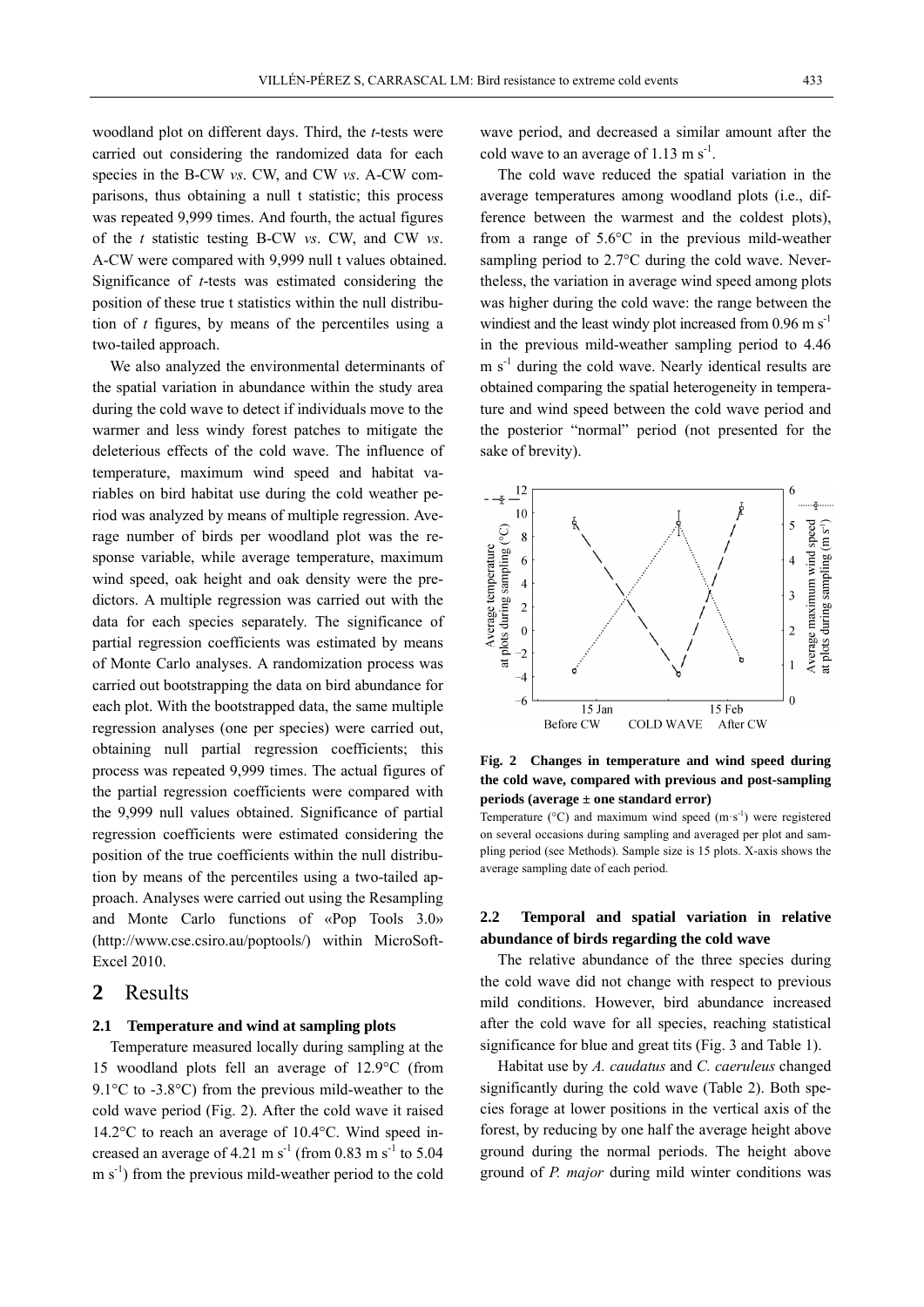woodland plot on different days. Third, the *t*-tests were carried out considering the randomized data for each species in the B-CW *vs*. CW, and CW *vs*. A-CW comparisons, thus obtaining a null t statistic; this process was repeated 9,999 times. And fourth, the actual figures of the *t* statistic testing B-CW *vs*. CW, and CW *vs*. A-CW were compared with 9,999 null t values obtained. Significance of *t*-tests was estimated considering the position of these true t statistics within the null distribution of *t* figures, by means of the percentiles using a two-tailed approach.

We also analyzed the environmental determinants of the spatial variation in abundance within the study area during the cold wave to detect if individuals move to the warmer and less windy forest patches to mitigate the deleterious effects of the cold wave. The influence of temperature, maximum wind speed and habitat variables on bird habitat use during the cold weather period was analyzed by means of multiple regression. Average number of birds per woodland plot was the response variable, while average temperature, maximum wind speed, oak height and oak density were the predictors. A multiple regression was carried out with the data for each species separately. The significance of partial regression coefficients was estimated by means of Monte Carlo analyses. A randomization process was carried out bootstrapping the data on bird abundance for each plot. With the bootstrapped data, the same multiple regression analyses (one per species) were carried out, obtaining null partial regression coefficients; this process was repeated 9,999 times. The actual figures of the partial regression coefficients were compared with the 9,999 null values obtained. Significance of partial regression coefficients were estimated considering the position of the true coefficients within the null distribution by means of the percentiles using a two-tailed approach. Analyses were carried out using the Resampling and Monte Carlo functions of «Pop Tools 3.0» (http://www.cse.csiro.au/poptools/) within MicroSoft-Excel 2010.

# 2 Results

### 2.1 Temperature and wind at sampling plots

Temperature measured locally during sampling at the 15 woodland plots fell an average of 12.9°C (from 9.1°C to -3.8°C) from the previous mild-weather to the cold wave period (Fig. 2). After the cold wave it raised 14.2°C to reach an average of 10.4°C. Wind speed increased an average of 4.21 m s$^{-1}$ (from 0.83 m s$^{-1}$ to 5.04 m s$^{-1}$) from the previous mild-weather period to the cold wave period, and decreased a similar amount after the cold wave to an average of 1.13 m s$^{-1}$.

The cold wave reduced the spatial variation in the average temperatures among woodland plots (i.e., difference between the warmest and the coldest plots), from a range of 5.6°C in the previous mild-weather sampling period to 2.7°C during the cold wave. Nevertheless, the variation in average wind speed among plots was higher during the cold wave: the range between the windiest and the least windy plot increased from 0.96 m s$^{-1}$ in the previous mild-weather sampling period to 4.46 m s$^{-1}$ during the cold wave. Nearly identical results are obtained comparing the spatial heterogeneity in temperature and wind speed between the cold wave period and the posterior "normal" period (not presented for the sake of brevity).

**Fig. 2 Changes in temperature and wind speed during the cold wave, compared with previous and post-sampling periods (average ± one standard error)**

Temperature (°C) and maximum wind speed (m·s$^{-1}$) were registered on several occasions during sampling and averaged per plot and sampling period (see Methods). Sample size is 15 plots. X-axis shows the average sampling date of each period.

### 2.2 Temporal and spatial variation in relative abundance of birds regarding the cold wave

The relative abundance of the three species during the cold wave did not change with respect to previous mild conditions. However, bird abundance increased after the cold wave for all species, reaching statistical significance for blue and great tits (Fig. 3 and Table 1).

Habitat use by *A. caudatus* and *C. caeruleus* changed significantly during the cold wave (Table 2). Both species forage at lower positions in the vertical axis of the forest, by reducing by one half the average height above ground during the normal periods. The height above ground of *P. major* during mild winter conditions was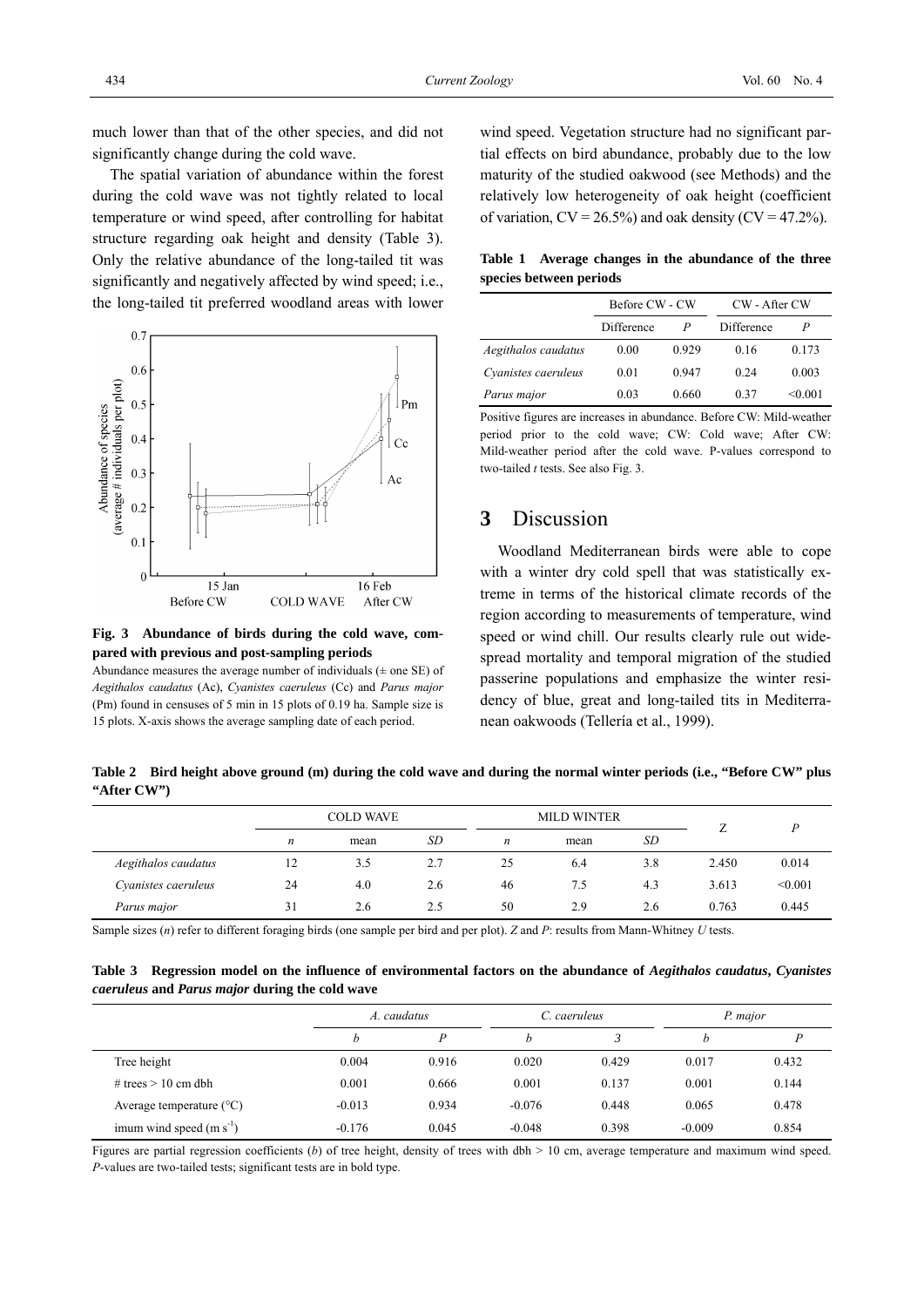much lower than that of the other species, and did not significantly change during the cold wave.

The spatial variation of abundance within the forest during the cold wave was not tightly related to local temperature or wind speed, after controlling for habitat structure regarding oak height and density (Table 3). Only the relative abundance of the long-tailed tit was significantly and negatively affected by wind speed; i.e., the long-tailed tit preferred woodland areas with lower wind speed. Vegetation structure had no significant partial effects on bird abundance, probably due to the low maturity of the studied oakwood (see Methods) and the relatively low heterogeneity of oak height (coefficient of variation, CV = 26.5%) and oak density (CV = 47.2%).

**Fig. 3 Abundance of birds during the cold wave, compared with previous and post-sampling periods**

Abundance measures the average number of individuals (± one SE) of *Aegithalos caudatus* (Ac), *Cyanistes caeruleus* (Cc) and *Parus major* (Pm) found in censuses of 5 min in 15 plots of 0.19 ha. Sample size is 15 plots. X-axis shows the average sampling date of each period.

**Table 1 Average changes in the abundance of the three species between periods**

| | Before CW - CW | | CW - After CW | |
|---|---|---|---|---|
| | Difference | *P* | Difference | *P* |
| *Aegithalos caudatus* | 0.00 | 0.929 | 0.16 | 0.173 |
| *Cyanistes caeruleus* | 0.01 | 0.947 | 0.24 | 0.003 |
| *Parus major* | 0.03 | 0.660 | 0.37 | <0.001 |

Positive figures are increases in abundance. Before CW: Mild-weather period prior to the cold wave; CW: Cold wave; After CW: Mild-weather period after the cold wave. P-values correspond to two-tailed *t* tests. See also Fig. 3.

## 3 Discussion

Woodland Mediterranean birds were able to cope with a winter dry cold spell that was statistically extreme in terms of the historical climate records of the region according to measurements of temperature, wind speed or wind chill. Our results clearly rule out widespread mortality and temporal migration of the studied passerine populations and emphasize the winter residency of blue, great and long-tailed tits in Mediterranean oakwoods (Tellería et al., 1999).

**Table 2 Bird height above ground (m) during the cold wave and during the normal winter periods (i.e., "Before CW" plus "After CW")**

| | COLD WAVE | | | MILD WINTER | | | Z | *P* |
|---|---|---|---|---|---|---|---|---|
| | *n* | mean | *SD* | *n* | mean | *SD* | | |
| *Aegithalos caudatus* | 12 | 3.5 | 2.7 | 25 | 6.4 | 3.8 | 2.450 | 0.014 |
| *Cyanistes caeruleus* | 24 | 4.0 | 2.6 | 46 | 7.5 | 4.3 | 3.613 | <0.001 |
| *Parus major* | 31 | 2.6 | 2.5 | 50 | 2.9 | 2.6 | 0.763 | 0.445 |

Sample sizes (*n*) refer to different foraging birds (one sample per bird and per plot). *Z* and *P*: results from Mann-Whitney *U* tests.

**Table 3 Regression model on the influence of environmental factors on the abundance of *Aegithalos caudatus*, *Cyanistes caeruleus* and *Parus major* during the cold wave**

| | *A. caudatus* | | *C. caeruleus* | | *P. major* | |
|---|---|---|---|---|---|---|
| | *b* | *P* | *b* | *3* | *b* | *P* |
| Tree height | 0.004 | 0.916 | 0.020 | 0.429 | 0.017 | 0.432 |
| # trees > 10 cm dbh | 0.001 | 0.666 | 0.001 | 0.137 | 0.001 | 0.144 |
| Average temperature (°C) | -0.013 | 0.934 | -0.076 | 0.448 | 0.065 | 0.478 |
| imum wind speed (m $s^{-1}$) | -0.176 | 0.045 | -0.048 | 0.398 | -0.009 | 0.854 |

Figures are partial regression coefficients (*b*) of tree height, density of trees with dbh > 10 cm, average temperature and maximum wind speed. *P*-values are two-tailed tests; significant tests are in bold type.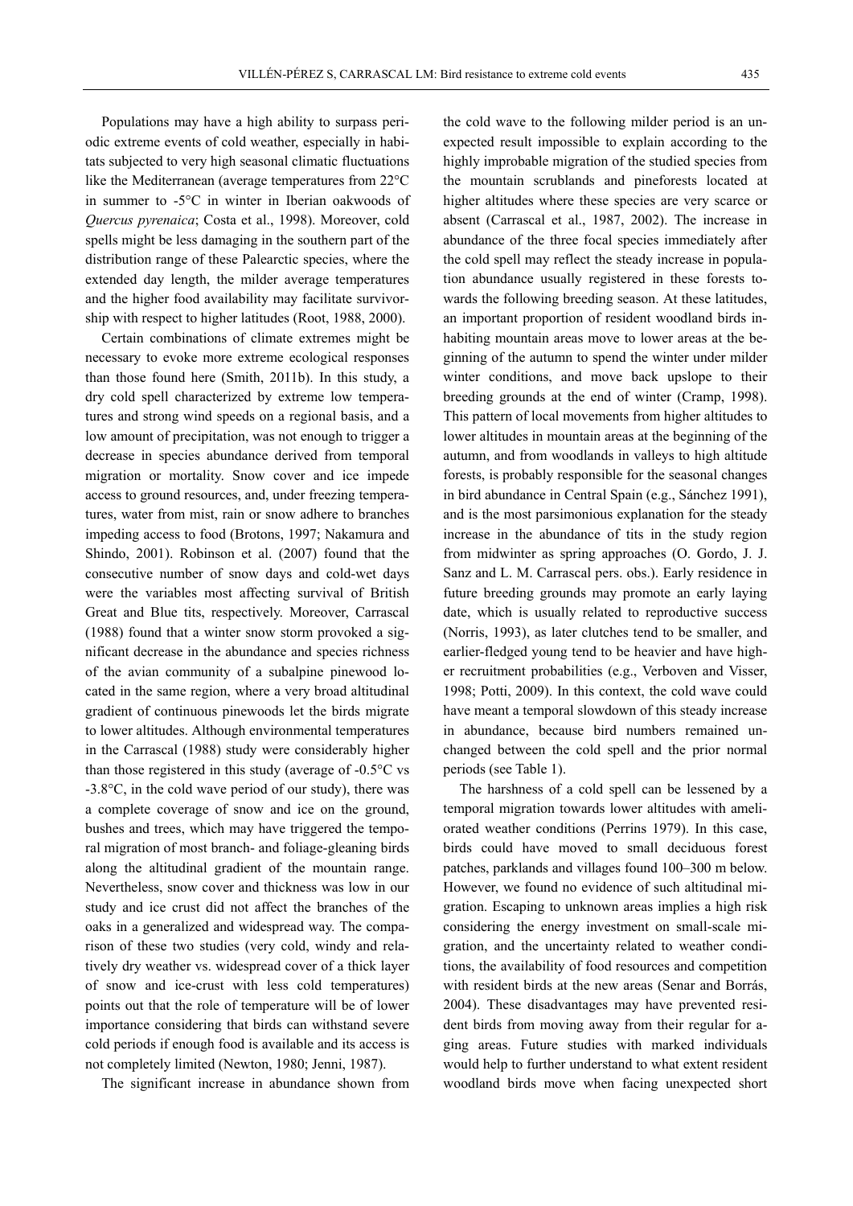Populations may have a high ability to surpass periodic extreme events of cold weather, especially in habitats subjected to very high seasonal climatic fluctuations like the Mediterranean (average temperatures from 22°C in summer to -5°C in winter in Iberian oakwoods of *Quercus pyrenaica*; Costa et al., 1998). Moreover, cold spells might be less damaging in the southern part of the distribution range of these Palearctic species, where the extended day length, the milder average temperatures and the higher food availability may facilitate survivorship with respect to higher latitudes (Root, 1988, 2000).

Certain combinations of climate extremes might be necessary to evoke more extreme ecological responses than those found here (Smith, 2011b). In this study, a dry cold spell characterized by extreme low temperatures and strong wind speeds on a regional basis, and a low amount of precipitation, was not enough to trigger a decrease in species abundance derived from temporal migration or mortality. Snow cover and ice impede access to ground resources, and, under freezing temperatures, water from mist, rain or snow adhere to branches impeding access to food (Brotons, 1997; Nakamura and Shindo, 2001). Robinson et al. (2007) found that the consecutive number of snow days and cold-wet days were the variables most affecting survival of British Great and Blue tits, respectively. Moreover, Carrascal (1988) found that a winter snow storm provoked a significant decrease in the abundance and species richness of the avian community of a subalpine pinewood located in the same region, where a very broad altitudinal gradient of continuous pinewoods let the birds migrate to lower altitudes. Although environmental temperatures in the Carrascal (1988) study were considerably higher than those registered in this study (average of -0.5°C vs -3.8°C, in the cold wave period of our study), there was a complete coverage of snow and ice on the ground, bushes and trees, which may have triggered the temporal migration of most branch- and foliage-gleaning birds along the altitudinal gradient of the mountain range. Nevertheless, snow cover and thickness was low in our study and ice crust did not affect the branches of the oaks in a generalized and widespread way. The comparison of these two studies (very cold, windy and relatively dry weather vs. widespread cover of a thick layer of snow and ice-crust with less cold temperatures) points out that the role of temperature will be of lower importance considering that birds can withstand severe cold periods if enough food is available and its access is not completely limited (Newton, 1980; Jenni, 1987).

The significant increase in abundance shown from the cold wave to the following milder period is an unexpected result impossible to explain according to the highly improbable migration of the studied species from the mountain scrublands and pineforests located at higher altitudes where these species are very scarce or absent (Carrascal et al., 1987, 2002). The increase in abundance of the three focal species immediately after the cold spell may reflect the steady increase in population abundance usually registered in these forests towards the following breeding season. At these latitudes, an important proportion of resident woodland birds inhabiting mountain areas move to lower areas at the beginning of the autumn to spend the winter under milder winter conditions, and move back upslope to their breeding grounds at the end of winter (Cramp, 1998). This pattern of local movements from higher altitudes to lower altitudes in mountain areas at the beginning of the autumn, and from woodlands in valleys to high altitude forests, is probably responsible for the seasonal changes in bird abundance in Central Spain (e.g., Sánchez 1991), and is the most parsimonious explanation for the steady increase in the abundance of tits in the study region from midwinter as spring approaches (O. Gordo, J. J. Sanz and L. M. Carrascal pers. obs.). Early residence in future breeding grounds may promote an early laying date, which is usually related to reproductive success (Norris, 1993), as later clutches tend to be smaller, and earlier-fledged young tend to be heavier and have higher recruitment probabilities (e.g., Verboven and Visser, 1998; Potti, 2009). In this context, the cold wave could have meant a temporal slowdown of this steady increase in abundance, because bird numbers remained unchanged between the cold spell and the prior normal periods (see Table 1).

The harshness of a cold spell can be lessened by a temporal migration towards lower altitudes with ameliorated weather conditions (Perrins 1979). In this case, birds could have moved to small deciduous forest patches, parklands and villages found 100–300 m below. However, we found no evidence of such altitudinal migration. Escaping to unknown areas implies a high risk considering the energy investment on small-scale migration, and the uncertainty related to weather conditions, the availability of food resources and competition with resident birds at the new areas (Senar and Borrás, 2004). These disadvantages may have prevented resident birds from moving away from their regular foraging areas. Future studies with marked individuals would help to further understand to what extent resident woodland birds move when facing unexpected short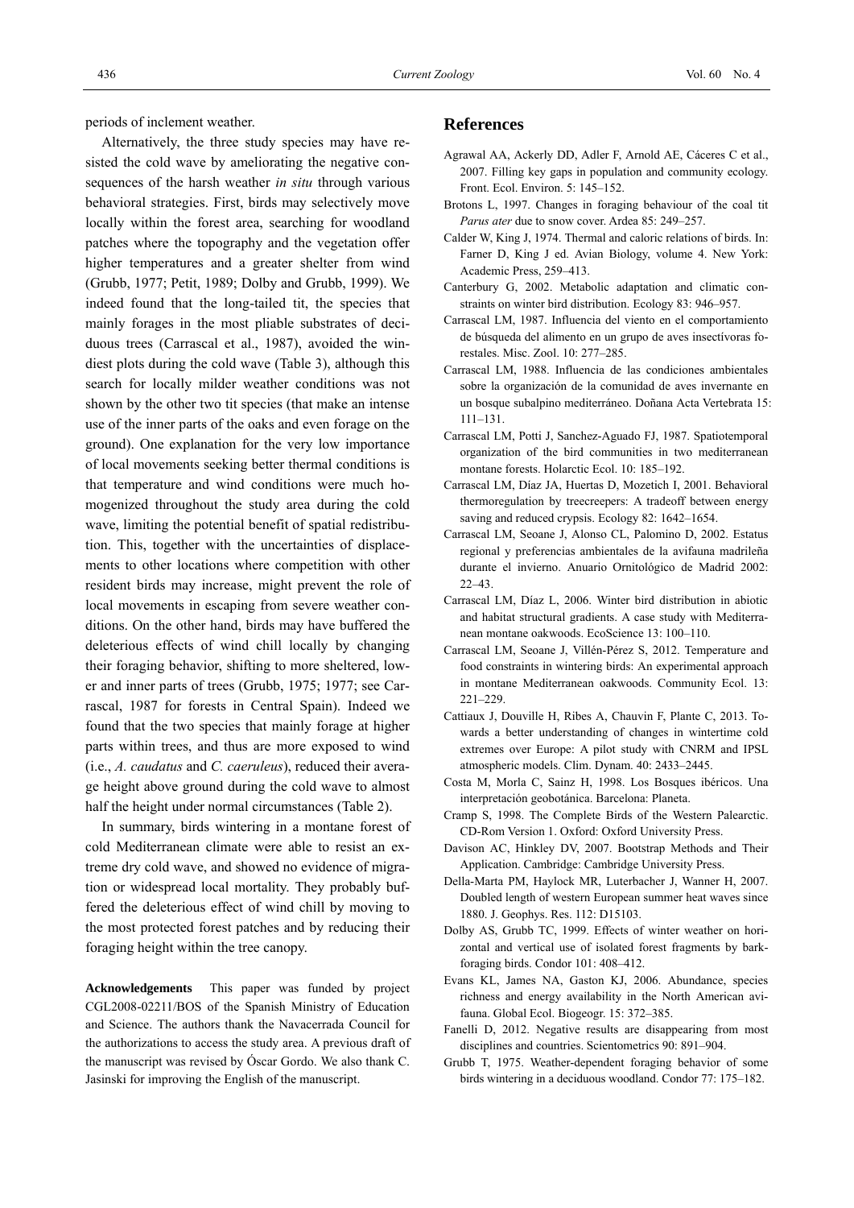periods of inclement weather.

Alternatively, the three study species may have resisted the cold wave by ameliorating the negative consequences of the harsh weather *in situ* through various behavioral strategies. First, birds may selectively move locally within the forest area, searching for woodland patches where the topography and the vegetation offer higher temperatures and a greater shelter from wind (Grubb, 1977; Petit, 1989; Dolby and Grubb, 1999). We indeed found that the long-tailed tit, the species that mainly forages in the most pliable substrates of deciduous trees (Carrascal et al., 1987), avoided the windiest plots during the cold wave (Table 3), although this search for locally milder weather conditions was not shown by the other two tit species (that make an intense use of the inner parts of the oaks and even forage on the ground). One explanation for the very low importance of local movements seeking better thermal conditions is that temperature and wind conditions were much homogenized throughout the study area during the cold wave, limiting the potential benefit of spatial redistribution. This, together with the uncertainties of displacements to other locations where competition with other resident birds may increase, might prevent the role of local movements in escaping from severe weather conditions. On the other hand, birds may have buffered the deleterious effects of wind chill locally by changing their foraging behavior, shifting to more sheltered, lower and inner parts of trees (Grubb, 1975; 1977; see Carrascal, 1987 for forests in Central Spain). Indeed we found that the two species that mainly forage at higher parts within trees, and thus are more exposed to wind (i.e., *A. caudatus* and *C. caeruleus*), reduced their average height above ground during the cold wave to almost half the height under normal circumstances (Table 2).

In summary, birds wintering in a montane forest of cold Mediterranean climate were able to resist an extreme dry cold wave, and showed no evidence of migration or widespread local mortality. They probably buffered the deleterious effect of wind chill by moving to the most protected forest patches and by reducing their foraging height within the tree canopy.

**Acknowledgements** This paper was funded by project CGL2008-02211/BOS of the Spanish Ministry of Education and Science. The authors thank the Navacerrada Council for the authorizations to access the study area. A previous draft of the manuscript was revised by Óscar Gordo. We also thank C. Jasinski for improving the English of the manuscript.

## References

Agrawal AA, Ackerly DD, Adler F, Arnold AE, Cáceres C et al., 2007. Filling key gaps in population and community ecology. Front. Ecol. Environ. 5: 145–152.

Brotons L, 1997. Changes in foraging behaviour of the coal tit *Parus ater* due to snow cover. Ardea 85: 249–257.

Calder W, King J, 1974. Thermal and caloric relations of birds. In: Farner D, King J ed. Avian Biology, volume 4. New York: Academic Press, 259–413.

Canterbury G, 2002. Metabolic adaptation and climatic constraints on winter bird distribution. Ecology 83: 946–957.

Carrascal LM, 1987. Influencia del viento en el comportamiento de búsqueda del alimento en un grupo de aves insectívoras forestales. Misc. Zool. 10: 277–285.

Carrascal LM, 1988. Influencia de las condiciones ambientales sobre la organización de la comunidad de aves invernante en un bosque subalpino mediterráneo. Doñana Acta Vertebrata 15: 111–131.

Carrascal LM, Potti J, Sanchez-Aguado FJ, 1987. Spatiotemporal organization of the bird communities in two mediterranean montane forests. Holarctic Ecol. 10: 185–192.

Carrascal LM, Díaz JA, Huertas D, Mozetich I, 2001. Behavioral thermoregulation by treecreepers: A tradeoff between energy saving and reduced crypsis. Ecology 82: 1642–1654.

Carrascal LM, Seoane J, Alonso CL, Palomino D, 2002. Estatus regional y preferencias ambientales de la avifauna madrileña durante el invierno. Anuario Ornitológico de Madrid 2002: 22–43.

Carrascal LM, Díaz L, 2006. Winter bird distribution in abiotic and habitat structural gradients. A case study with Mediterranean montane oakwoods. EcoScience 13: 100–110.

Carrascal LM, Seoane J, Villén-Pérez S, 2012. Temperature and food constraints in wintering birds: An experimental approach in montane Mediterranean oakwoods. Community Ecol. 13: 221–229.

Cattiaux J, Douville H, Ribes A, Chauvin F, Plante C, 2013. Towards a better understanding of changes in wintertime cold extremes over Europe: A pilot study with CNRM and IPSL atmospheric models. Clim. Dynam. 40: 2433–2445.

Costa M, Morla C, Sainz H, 1998. Los Bosques ibéricos. Una interpretación geobotánica. Barcelona: Planeta.

Cramp S, 1998. The Complete Birds of the Western Palearctic. CD-Rom Version 1. Oxford: Oxford University Press.

Davison AC, Hinkley DV, 2007. Bootstrap Methods and Their Application. Cambridge: Cambridge University Press.

Della-Marta PM, Haylock MR, Luterbacher J, Wanner H, 2007. Doubled length of western European summer heat waves since 1880. J. Geophys. Res. 112: D15103.

Dolby AS, Grubb TC, 1999. Effects of winter weather on horizontal and vertical use of isolated forest fragments by bark-foraging birds. Condor 101: 408–412.

Evans KL, James NA, Gaston KJ, 2006. Abundance, species richness and energy availability in the North American avifauna. Global Ecol. Biogeogr. 15: 372–385.

Fanelli D, 2012. Negative results are disappearing from most disciplines and countries. Scientometrics 90: 891–904.

Grubb T, 1975. Weather-dependent foraging behavior of some birds wintering in a deciduous woodland. Condor 77: 175–182.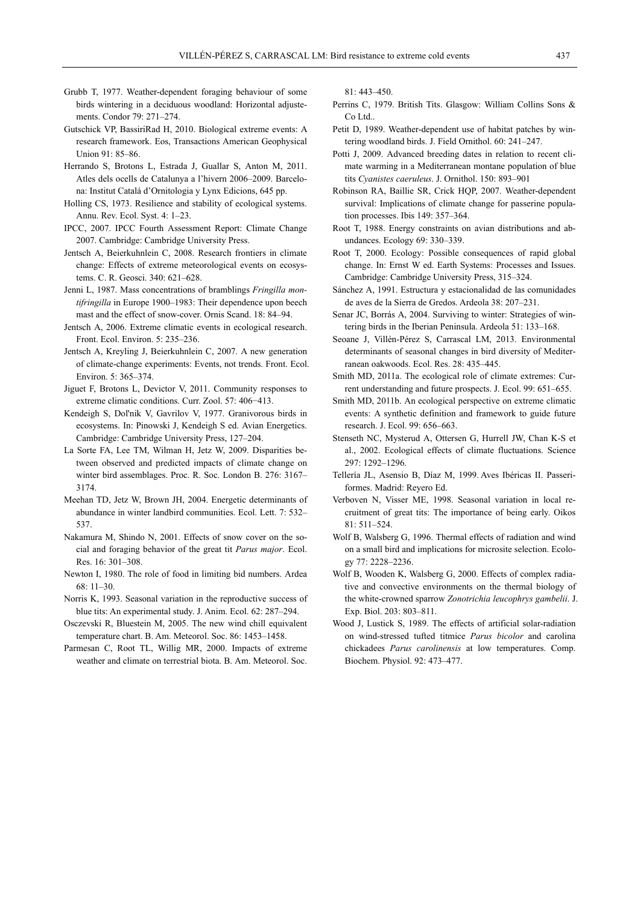Grubb T, 1977. Weather-dependent foraging behaviour of some birds wintering in a deciduous woodland: Horizontal adjustements. Condor 79: 271–274.

Gutschick VP, BassiriRad H, 2010. Biological extreme events: A research framework. Eos, Transactions American Geophysical Union 91: 85–86.

Herrando S, Brotons L, Estrada J, Guallar S, Anton M, 2011. Atles dels ocells de Catalunya a l'hivern 2006–2009. Barcelona: Institut Catalá d'Ornitologia y Lynx Edicions, 645 pp.

Holling CS, 1973. Resilience and stability of ecological systems. Annu. Rev. Ecol. Syst. 4: 1–23.

IPCC, 2007. IPCC Fourth Assessment Report: Climate Change 2007. Cambridge: Cambridge University Press.

Jentsch A, Beierkuhnlein C, 2008. Research frontiers in climate change: Effects of extreme meteorological events on ecosystems. C. R. Geosci. 340: 621–628.

Jenni L, 1987. Mass concentrations of bramblings *Fringilla montifringilla* in Europe 1900–1983: Their dependence upon beech mast and the effect of snow-cover. Ornis Scand. 18: 84–94.

Jentsch A, 2006. Extreme climatic events in ecological research. Front. Ecol. Environ. 5: 235–236.

Jentsch A, Kreyling J, Beierkuhnlein C, 2007. A new generation of climate-change experiments: Events, not trends. Front. Ecol. Environ. 5: 365–374.

Jiguet F, Brotons L, Devictor V, 2011. Community responses to extreme climatic conditions. Curr. Zool. 57: 406−413.

Kendeigh S, Dol'nik V, Gavrilov V, 1977. Granivorous birds in ecosystems. In: Pinowski J, Kendeigh S ed. Avian Energetics. Cambridge: Cambridge University Press, 127–204.

La Sorte FA, Lee TM, Wilman H, Jetz W, 2009. Disparities between observed and predicted impacts of climate change on winter bird assemblages. Proc. R. Soc. London B. 276: 3167–3174.

Meehan TD, Jetz W, Brown JH, 2004. Energetic determinants of abundance in winter landbird communities. Ecol. Lett. 7: 532–537.

Nakamura M, Shindo N, 2001. Effects of snow cover on the social and foraging behavior of the great tit *Parus major*. Ecol. Res. 16: 301–308.

Newton I, 1980. The role of food in limiting bid numbers. Ardea 68: 11–30.

Norris K, 1993. Seasonal variation in the reproductive success of blue tits: An experimental study. J. Anim. Ecol. 62: 287–294.

Osczevski R, Bluestein M, 2005. The new wind chill equivalent temperature chart. B. Am. Meteorol. Soc. 86: 1453–1458.

Parmesan C, Root TL, Willig MR, 2000. Impacts of extreme weather and climate on terrestrial biota. B. Am. Meteorol. Soc. 81: 443–450.

Perrins C, 1979. British Tits. Glasgow: William Collins Sons & Co Ltd..

Petit D, 1989. Weather-dependent use of habitat patches by wintering woodland birds. J. Field Ornithol. 60: 241–247.

Potti J, 2009. Advanced breeding dates in relation to recent climate warming in a Mediterranean montane population of blue tits *Cyanistes caeruleus*. J. Ornithol. 150: 893–901

Robinson RA, Baillie SR, Crick HQP, 2007. Weather-dependent survival: Implications of climate change for passerine population processes. Ibis 149: 357–364.

Root T, 1988. Energy constraints on avian distributions and abundances. Ecology 69: 330–339.

Root T, 2000. Ecology: Possible consequences of rapid global change. In: Ernst W ed. Earth Systems: Processes and Issues. Cambridge: Cambridge University Press, 315–324.

Sánchez A, 1991. Estructura y estacionalidad de las comunidades de aves de la Sierra de Gredos. Ardeola 38: 207–231.

Senar JC, Borrás A, 2004. Surviving to winter: Strategies of wintering birds in the Iberian Peninsula. Ardeola 51: 133–168.

Seoane J, Villén-Pérez S, Carrascal LM, 2013. Environmental determinants of seasonal changes in bird diversity of Mediterranean oakwoods. Ecol. Res. 28: 435–445.

Smith MD, 2011a. The ecological role of climate extremes: Current understanding and future prospects. J. Ecol. 99: 651–655.

Smith MD, 2011b. An ecological perspective on extreme climatic events: A synthetic definition and framework to guide future research. J. Ecol. 99: 656–663.

Stenseth NC, Mysterud A, Ottersen G, Hurrell JW, Chan K-S et al., 2002. Ecological effects of climate fluctuations. Science 297: 1292–1296.

Tellería JL, Asensio B, Díaz M, 1999. Aves Ibéricas II. Passeriformes. Madrid: Reyero Ed.

Verboven N, Visser ME, 1998. Seasonal variation in local recruitment of great tits: The importance of being early. Oikos 81: 511–524.

Wolf B, Walsberg G, 1996. Thermal effects of radiation and wind on a small bird and implications for microsite selection. Ecology 77: 2228–2236.

Wolf B, Wooden K, Walsberg G, 2000. Effects of complex radiative and convective environments on the thermal biology of the white-crowned sparrow *Zonotrichia leucophrys gambelii*. J. Exp. Biol. 203: 803–811.

Wood J, Lustick S, 1989. The effects of artificial solar-radiation on wind-stressed tufted titmice *Parus bicolor* and carolina chickadees *Parus carolinensis* at low temperatures. Comp. Biochem. Physiol. 92: 473–477.